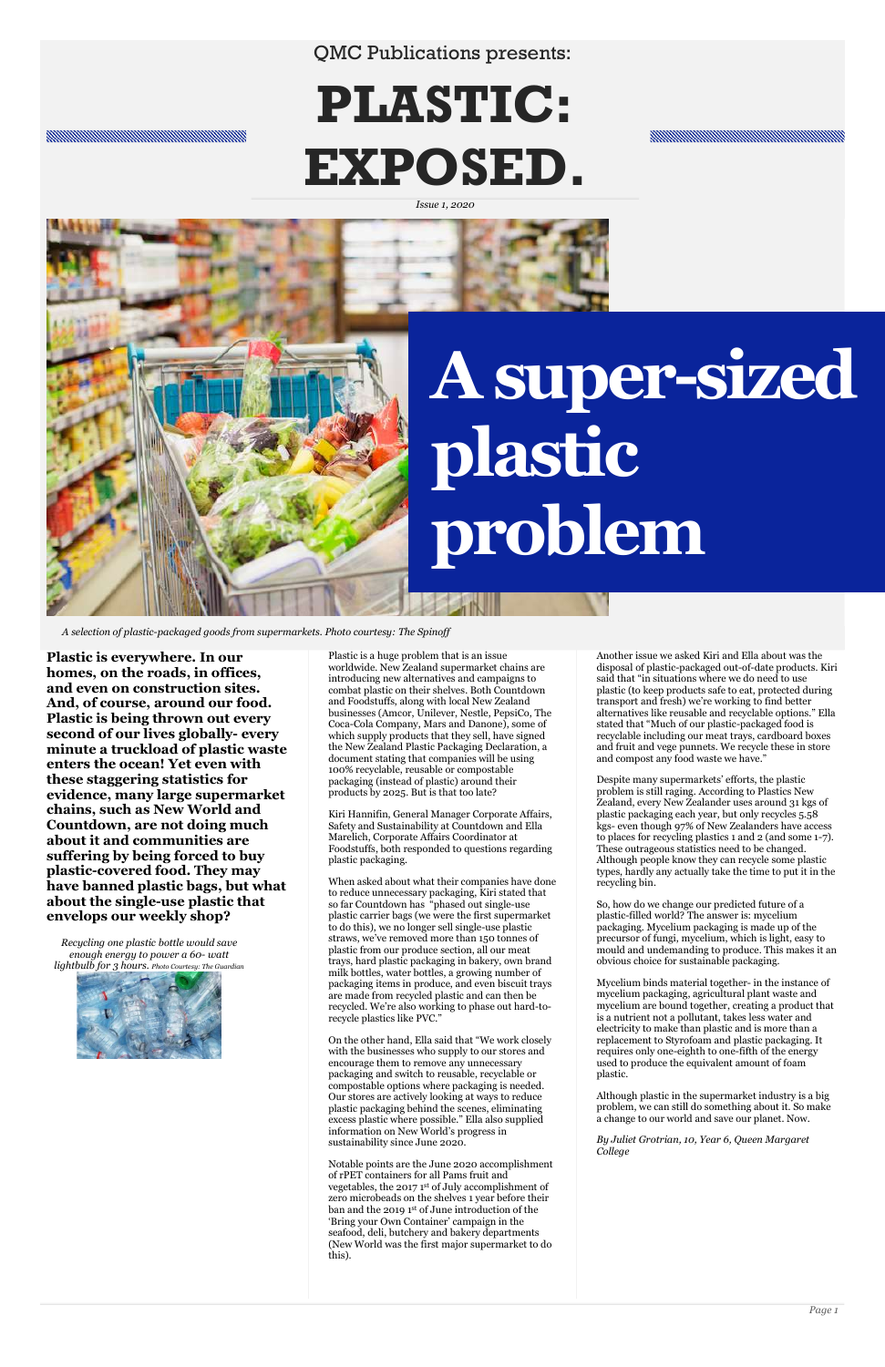QMC Publications presents:

# PLASTIC: EXPOSED.

*Issue 1, 2020*

## A super-sized plastic problem

*A selection of plastic-packaged goods from supermarkets. Photo courtesy: The Spinoff*

**Plastic is everywhere. In our homes, on the roads, in offices, and even on construction sites. And, of course, around our food. Plastic is being thrown out every second of our lives globally- every minute a truckload of plastic waste enters the ocean! Yet even with these staggering statistics for evidence, many large supermarket chains, such as New World and Countdown, are not doing much about it and communities are suffering by being forced to buy plastic-covered food. They may have banned plastic bags, but what about the single-use plastic that envelops our weekly shop?**

*Recycling one plastic bottle would save enough energy to power a 60- watt lightbulb for 3 hours. Photo Courtesy: The Guardian*

Plastic is a huge problem that is an issue worldwide. New Zealand supermarket chains are introducing new alternatives and campaigns to combat plastic on their shelves. Both Countdown and Foodstuffs, along with local New Zealand businesses (Amcor, Unilever, Nestle, PepsiCo, The Coca-Cola Company, Mars and Danone), some of which supply products that they sell, have signed the New Zealand Plastic Packaging Declaration, a document stating that companies will be using 100% recyclable, reusable or compostable packaging (instead of plastic) around their products by 2025. But is that too late?

Kiri Hannifin, General Manager Corporate Affairs, Safety and Sustainability at Countdown and Ella Marelich, Corporate Affairs Coordinator at Foodstuffs, both responded to questions regarding plastic packaging.

When asked about what their companies have done to reduce unnecessary packaging, Kiri stated that so far Countdown has "phased out single-use plastic carrier bags (we were the first supermarket to do this), we no longer sell single-use plastic straws, we've removed more than 150 tonnes of plastic from our produce section, all our meat trays, hard plastic packaging in bakery, own brand milk bottles, water bottles, a growing number of packaging items in produce, and even biscuit trays are made from recycled plastic and can then be recycled. We're also working to phase out hard-to-recycle plastics like PVC."

On the other hand, Ella said that "We work closely with the businesses who supply to our stores and encourage them to remove any unnecessary packaging and switch to reusable, recyclable or compostable options where packaging is needed. Our stores are actively looking at ways to reduce plastic packaging behind the scenes, eliminating excess plastic where possible." Ella also supplied information on New World's progress in sustainability since June 2020.

Notable points are the June 2020 accomplishment of rPET containers for all Pams fruit and vegetables, the 2017 1st of July accomplishment of zero microbeads on the shelves 1 year before their ban and the 2019 1st of June introduction of the 'Bring your Own Container' campaign in the seafood, deli, butchery and bakery departments (New World was the first major supermarket to do this).

Another issue we asked Kiri and Ella about was the disposal of plastic-packaged out-of-date products. Kiri said that "in situations where we do need to use plastic (to keep products safe to eat, protected during transport and fresh) we're working to find better alternatives like reusable and recyclable options." Ella stated that "Much of our plastic-packaged food is recyclable including our meat trays, cardboard boxes and fruit and vege punnets. We recycle these in store and compost any food waste we have."

Despite many supermarkets' efforts, the plastic problem is still raging. According to Plastics New Zealand, every New Zealander uses around 31 kgs of plastic packaging each year, but only recycles 5.58 kgs- even though 97% of New Zealanders have access to places for recycling plastics 1 and 2 (and some 1-7). These outrageous statistics need to be changed. Although people know they can recycle some plastic types, hardly any actually take the time to put it in the recycling bin.

So, how do we change our predicted future of a plastic-filled world? The answer is: mycelium packaging. Mycelium packaging is made up of the precursor of fungi, mycelium, which is light, easy to mould and undemanding to produce. This makes it an obvious choice for sustainable packaging.

Mycelium binds material together- in the instance of mycelium packaging, agricultural plant waste and mycelium are bound together, creating a product that is a nutrient not a pollutant, takes less water and electricity to make than plastic and is more than a replacement to Styrofoam and plastic packaging. It requires only one-eighth to one-fifth of the energy used to produce the equivalent amount of foam plastic.

Although plastic in the supermarket industry is a big problem, we can still do something about it. So make a change to our world and save our planet. Now.

*By Juliet Grotrian, 10, Year 6, Queen Margaret College*